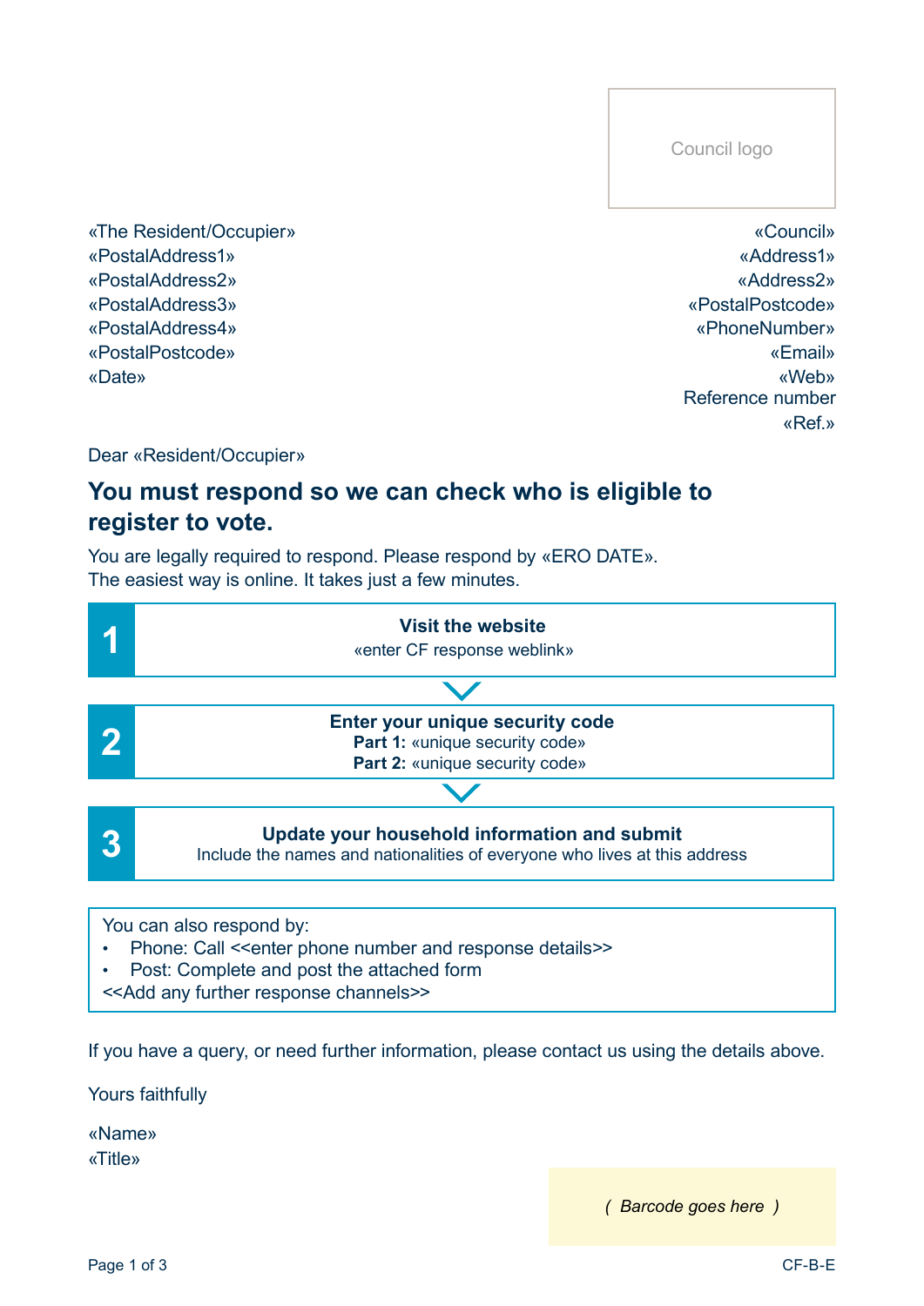Council logo

«The Resident/Occupier»
«PostalAddress1»
«PostalAddress2»
«PostalAddress3»
«PostalAddress4»
«PostalPostcode»
«Date»

«Council»
«Address1»
«Address2»
«PostalPostcode»
«PhoneNumber»
«Email»
«Web»
Reference number
«Ref.»

Dear «Resident/Occupier»

## You must respond so we can check who is eligible to register to vote.

You are legally required to respond. Please respond by «ERO DATE».
The easiest way is online. It takes just a few minutes.

**1** **Visit the website**
«enter CF response weblink»

**2** **Enter your unique security code**
**Part 1:** «unique security code»
**Part 2:** «unique security code»

**3** **Update your household information and submit**
Include the names and nationalities of everyone who lives at this address

You can also respond by:

- Phone: Call <<enter phone number and response details>>
- Post: Complete and post the attached form

<<Add any further response channels>>

If you have a query, or need further information, please contact us using the details above.

Yours faithfully

«Name»
«Title»

*( Barcode goes here )*

CF-B-E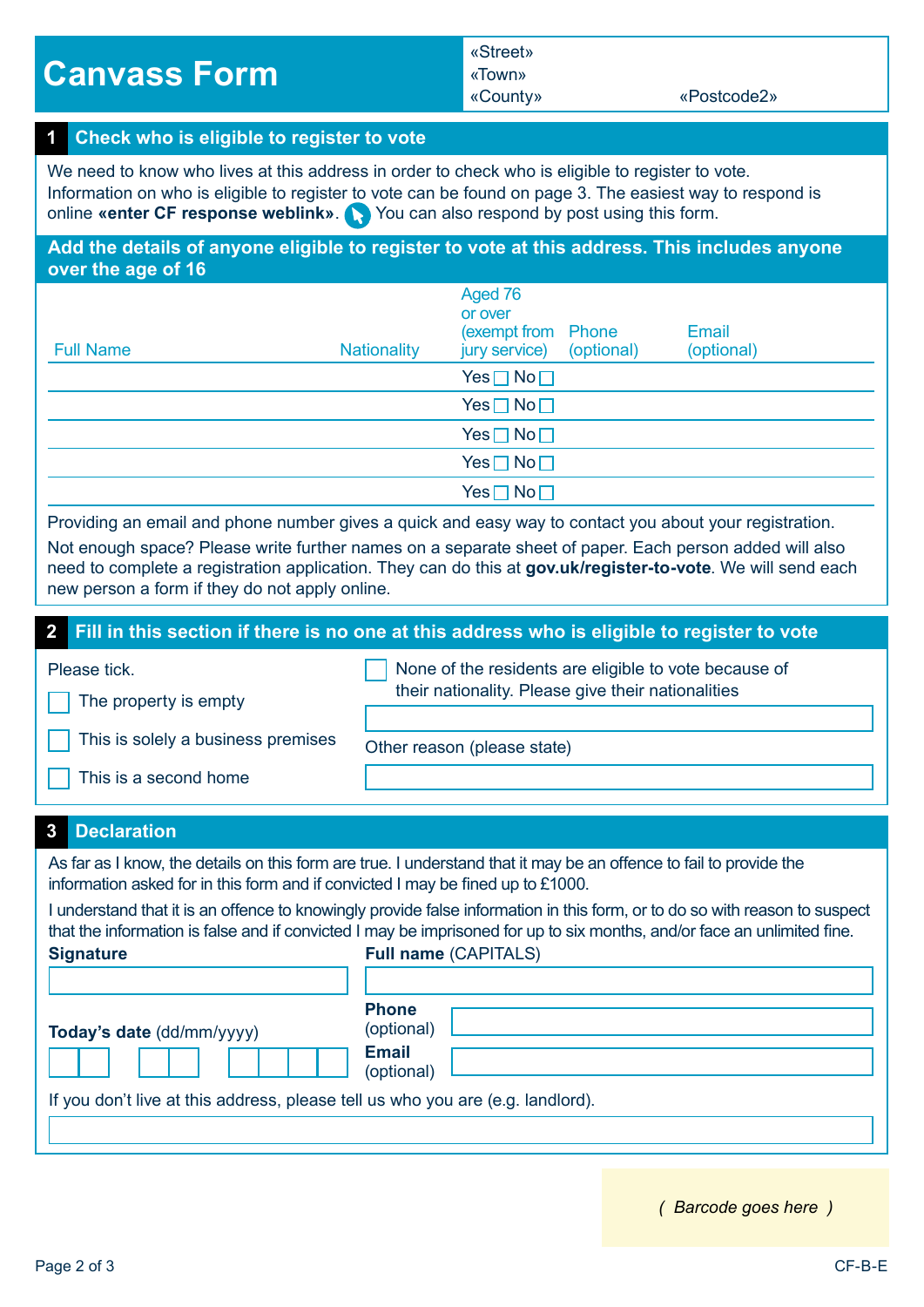# Canvass Form

«Street»
«Town»
«County» «Postcode2»

## 1 Check who is eligible to register to vote

We need to know who lives at this address in order to check who is eligible to register to vote. Information on who is eligible to register to vote can be found on page 3. The easiest way to respond is online **«enter CF response weblink»**. You can also respond by post using this form.

**Add the details of anyone eligible to register to vote at this address. This includes anyone over the age of 16**

| Full Name | Nationality | Aged 76 or over (exempt from jury service) | Phone (optional) | Email (optional) |
|---|---|---|---|---|
| | | Yes ☐ No ☐ | | |
| | | Yes ☐ No ☐ | | |
| | | Yes ☐ No ☐ | | |
| | | Yes ☐ No ☐ | | |
| | | Yes ☐ No ☐ | | |

Providing an email and phone number gives a quick and easy way to contact you about your registration.

Not enough space? Please write further names on a separate sheet of paper. Each person added will also need to complete a registration application. They can do this at **gov.uk/register-to-vote**. We will send each new person a form if they do not apply online.

## 2 Fill in this section if there is no one at this address who is eligible to register to vote

Please tick.

☐ The property is empty

☐ This is solely a business premises

☐ This is a second home

☐ None of the residents are eligible to vote because of their nationality. Please give their nationalities

Other reason (please state)

## 3 Declaration

As far as I know, the details on this form are true. I understand that it may be an offence to fail to provide the information asked for in this form and if convicted I may be fined up to £1000.

I understand that it is an offence to knowingly provide false information in this form, or to do so with reason to suspect that the information is false and if convicted I may be imprisoned for up to six months, and/or face an unlimited fine.

**Signature**

**Full name** (CAPITALS)

**Today's date** (dd/mm/yyyy)

**Phone** (optional)

**Email** (optional)

If you don't live at this address, please tell us who you are (e.g. landlord).

*( Barcode goes here )*

CF-B-E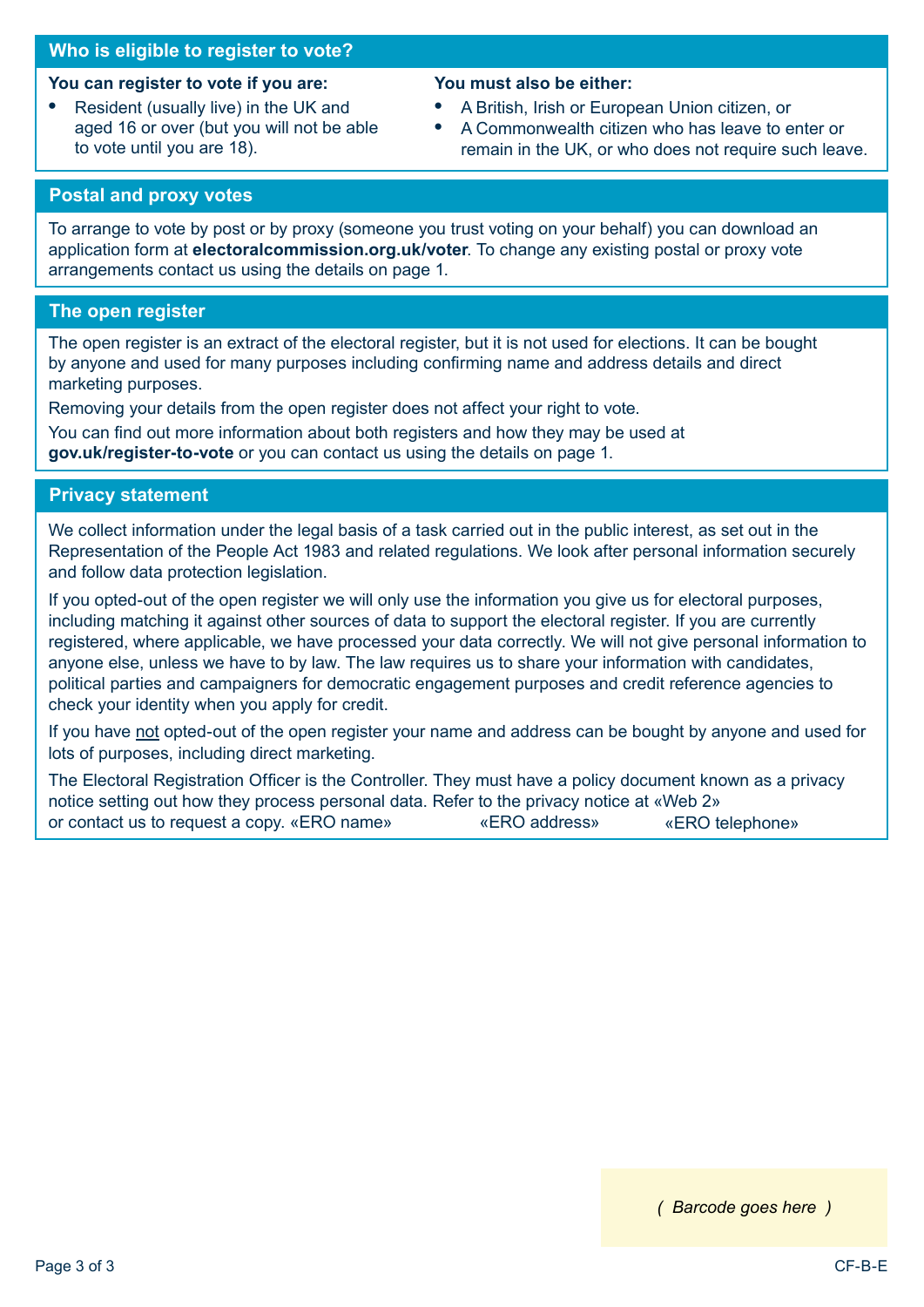## Who is eligible to register to vote?

**You can register to vote if you are:**

- Resident (usually live) in the UK and aged 16 or over (but you will not be able to vote until you are 18).

**You must also be either:**

- A British, Irish or European Union citizen, or
- A Commonwealth citizen who has leave to enter or remain in the UK, or who does not require such leave.

## Postal and proxy votes

To arrange to vote by post or by proxy (someone you trust voting on your behalf) you can download an application form at **electoralcommission.org.uk/voter**. To change any existing postal or proxy vote arrangements contact us using the details on page 1.

## The open register

The open register is an extract of the electoral register, but it is not used for elections. It can be bought by anyone and used for many purposes including confirming name and address details and direct marketing purposes.

Removing your details from the open register does not affect your right to vote.

You can find out more information about both registers and how they may be used at **gov.uk/register-to-vote** or you can contact us using the details on page 1.

## Privacy statement

We collect information under the legal basis of a task carried out in the public interest, as set out in the Representation of the People Act 1983 and related regulations. We look after personal information securely and follow data protection legislation.

If you opted-out of the open register we will only use the information you give us for electoral purposes, including matching it against other sources of data to support the electoral register. If you are currently registered, where applicable, we have processed your data correctly. We will not give personal information to anyone else, unless we have to by law. The law requires us to share your information with candidates, political parties and campaigners for democratic engagement purposes and credit reference agencies to check your identity when you apply for credit.

If you have <u>not</u> opted-out of the open register your name and address can be bought by anyone and used for lots of purposes, including direct marketing.

The Electoral Registration Officer is the Controller. They must have a policy document known as a privacy notice setting out how they process personal data. Refer to the privacy notice at «Web 2» or contact us to request a copy. «ERO name» «ERO address» «ERO telephone»

*( Barcode goes here )*

CF-B-E